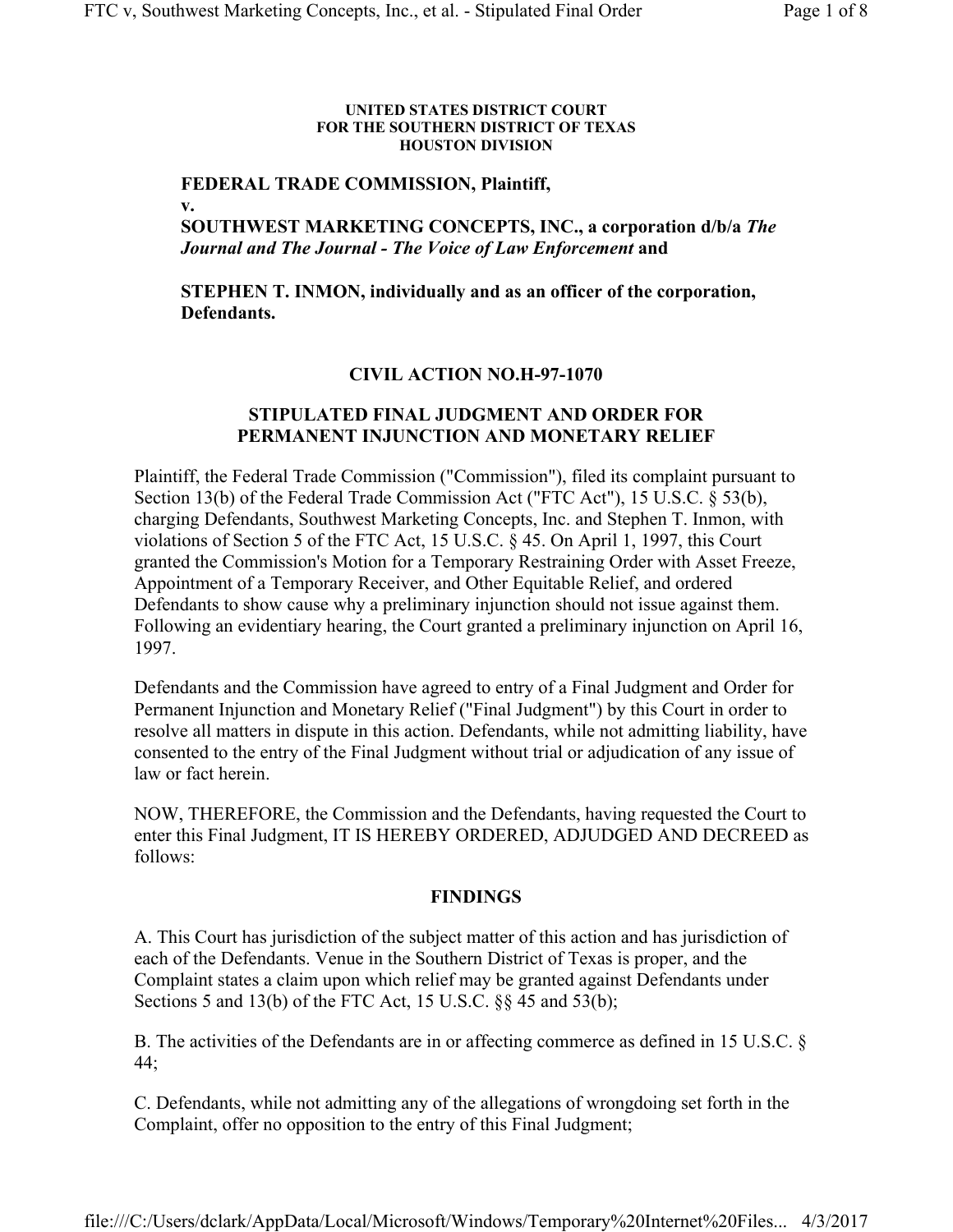**UNITED STATES DISTRICT COURT**
**FOR THE SOUTHERN DISTRICT OF TEXAS**
**HOUSTON DIVISION**

**FEDERAL TRADE COMMISSION, Plaintiff,**
**v.**
**SOUTHWEST MARKETING CONCEPTS, INC., a corporation d/b/a *The Journal and The Journal - The Voice of Law Enforcement* and**

**STEPHEN T. INMON, individually and as an officer of the corporation, Defendants.**

## CIVIL ACTION NO.H-97-1070

## STIPULATED FINAL JUDGMENT AND ORDER FOR PERMANENT INJUNCTION AND MONETARY RELIEF

Plaintiff, the Federal Trade Commission ("Commission"), filed its complaint pursuant to Section 13(b) of the Federal Trade Commission Act ("FTC Act"), 15 U.S.C. § 53(b), charging Defendants, Southwest Marketing Concepts, Inc. and Stephen T. Inmon, with violations of Section 5 of the FTC Act, 15 U.S.C. § 45. On April 1, 1997, this Court granted the Commission's Motion for a Temporary Restraining Order with Asset Freeze, Appointment of a Temporary Receiver, and Other Equitable Relief, and ordered Defendants to show cause why a preliminary injunction should not issue against them. Following an evidentiary hearing, the Court granted a preliminary injunction on April 16, 1997.

Defendants and the Commission have agreed to entry of a Final Judgment and Order for Permanent Injunction and Monetary Relief ("Final Judgment") by this Court in order to resolve all matters in dispute in this action. Defendants, while not admitting liability, have consented to the entry of the Final Judgment without trial or adjudication of any issue of law or fact herein.

NOW, THEREFORE, the Commission and the Defendants, having requested the Court to enter this Final Judgment, IT IS HEREBY ORDERED, ADJUDGED AND DECREED as follows:

## FINDINGS

A. This Court has jurisdiction of the subject matter of this action and has jurisdiction of each of the Defendants. Venue in the Southern District of Texas is proper, and the Complaint states a claim upon which relief may be granted against Defendants under Sections 5 and 13(b) of the FTC Act, 15 U.S.C. §§ 45 and 53(b);

B. The activities of the Defendants are in or affecting commerce as defined in 15 U.S.C. § 44;

C. Defendants, while not admitting any of the allegations of wrongdoing set forth in the Complaint, offer no opposition to the entry of this Final Judgment;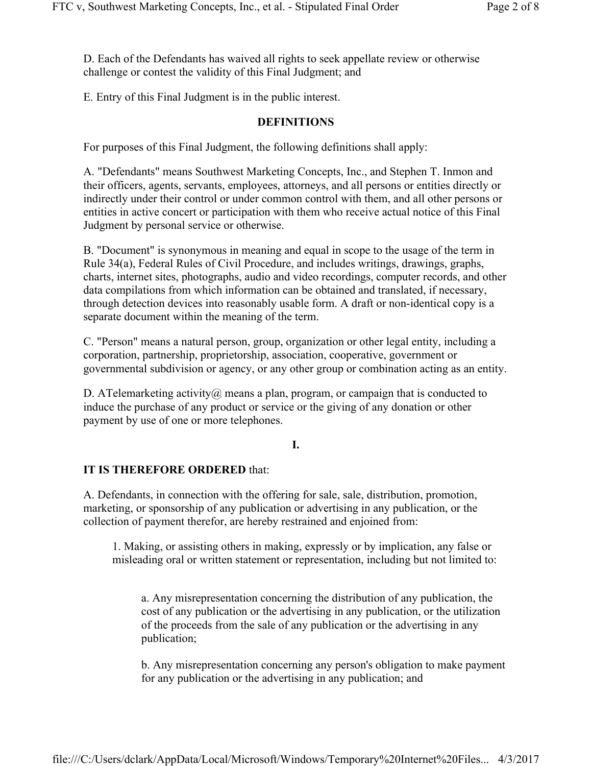D. Each of the Defendants has waived all rights to seek appellate review or otherwise challenge or contest the validity of this Final Judgment; and

E. Entry of this Final Judgment is in the public interest.

**DEFINITIONS**

For purposes of this Final Judgment, the following definitions shall apply:

A. "Defendants" means Southwest Marketing Concepts, Inc., and Stephen T. Inmon and their officers, agents, servants, employees, attorneys, and all persons or entities directly or indirectly under their control or under common control with them, and all other persons or entities in active concert or participation with them who receive actual notice of this Final Judgment by personal service or otherwise.

B. "Document" is synonymous in meaning and equal in scope to the usage of the term in Rule 34(a), Federal Rules of Civil Procedure, and includes writings, drawings, graphs, charts, internet sites, photographs, audio and video recordings, computer records, and other data compilations from which information can be obtained and translated, if necessary, through detection devices into reasonably usable form. A draft or non-identical copy is a separate document within the meaning of the term.

C. "Person" means a natural person, group, organization or other legal entity, including a corporation, partnership, proprietorship, association, cooperative, government or governmental subdivision or agency, or any other group or combination acting as an entity.

D. ATelemarketing activity@ means a plan, program, or campaign that is conducted to induce the purchase of any product or service or the giving of any donation or other payment by use of one or more telephones.

**I.**

**IT IS THEREFORE ORDERED** that:

A. Defendants, in connection with the offering for sale, sale, distribution, promotion, marketing, or sponsorship of any publication or advertising in any publication, or the collection of payment therefor, are hereby restrained and enjoined from:

1. Making, or assisting others in making, expressly or by implication, any false or misleading oral or written statement or representation, including but not limited to:

   a. Any misrepresentation concerning the distribution of any publication, the cost of any publication or the advertising in any publication, or the utilization of the proceeds from the sale of any publication or the advertising in any publication;

   b. Any misrepresentation concerning any person's obligation to make payment for any publication or the advertising in any publication; and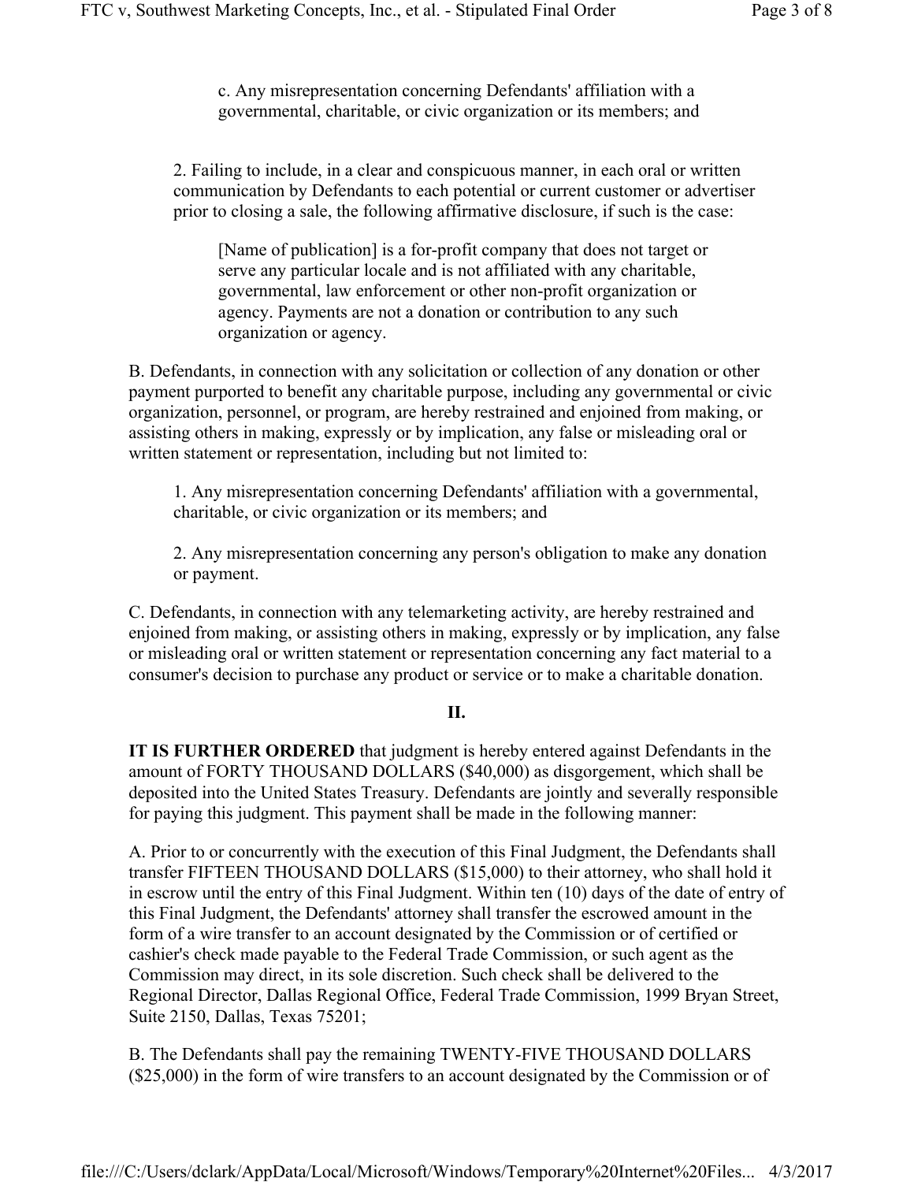c. Any misrepresentation concerning Defendants' affiliation with a governmental, charitable, or civic organization or its members; and

2. Failing to include, in a clear and conspicuous manner, in each oral or written communication by Defendants to each potential or current customer or advertiser prior to closing a sale, the following affirmative disclosure, if such is the case:

> [Name of publication] is a for-profit company that does not target or serve any particular locale and is not affiliated with any charitable, governmental, law enforcement or other non-profit organization or agency. Payments are not a donation or contribution to any such organization or agency.

B. Defendants, in connection with any solicitation or collection of any donation or other payment purported to benefit any charitable purpose, including any governmental or civic organization, personnel, or program, are hereby restrained and enjoined from making, or assisting others in making, expressly or by implication, any false or misleading oral or written statement or representation, including but not limited to:

1. Any misrepresentation concerning Defendants' affiliation with a governmental, charitable, or civic organization or its members; and

2. Any misrepresentation concerning any person's obligation to make any donation or payment.

C. Defendants, in connection with any telemarketing activity, are hereby restrained and enjoined from making, or assisting others in making, expressly or by implication, any false or misleading oral or written statement or representation concerning any fact material to a consumer's decision to purchase any product or service or to make a charitable donation.

## II.

**IT IS FURTHER ORDERED** that judgment is hereby entered against Defendants in the amount of FORTY THOUSAND DOLLARS ($40,000) as disgorgement, which shall be deposited into the United States Treasury. Defendants are jointly and severally responsible for paying this judgment. This payment shall be made in the following manner:

A. Prior to or concurrently with the execution of this Final Judgment, the Defendants shall transfer FIFTEEN THOUSAND DOLLARS ($15,000) to their attorney, who shall hold it in escrow until the entry of this Final Judgment. Within ten (10) days of the date of entry of this Final Judgment, the Defendants' attorney shall transfer the escrowed amount in the form of a wire transfer to an account designated by the Commission or of certified or cashier's check made payable to the Federal Trade Commission, or such agent as the Commission may direct, in its sole discretion. Such check shall be delivered to the Regional Director, Dallas Regional Office, Federal Trade Commission, 1999 Bryan Street, Suite 2150, Dallas, Texas 75201;

B. The Defendants shall pay the remaining TWENTY-FIVE THOUSAND DOLLARS ($25,000) in the form of wire transfers to an account designated by the Commission or of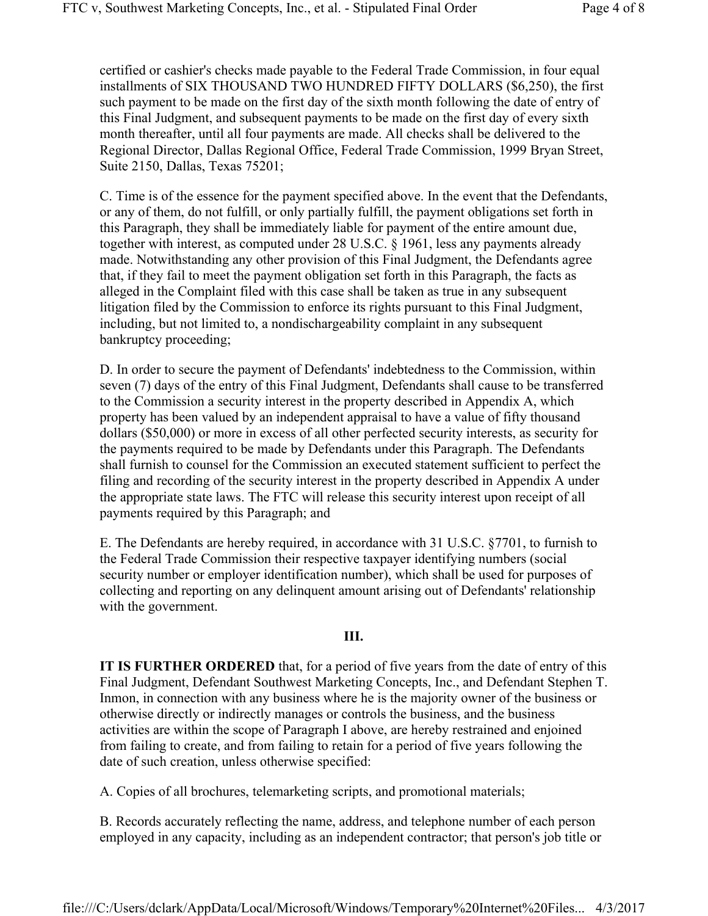certified or cashier's checks made payable to the Federal Trade Commission, in four equal installments of SIX THOUSAND TWO HUNDRED FIFTY DOLLARS ($6,250), the first such payment to be made on the first day of the sixth month following the date of entry of this Final Judgment, and subsequent payments to be made on the first day of every sixth month thereafter, until all four payments are made. All checks shall be delivered to the Regional Director, Dallas Regional Office, Federal Trade Commission, 1999 Bryan Street, Suite 2150, Dallas, Texas 75201;

C. Time is of the essence for the payment specified above. In the event that the Defendants, or any of them, do not fulfill, or only partially fulfill, the payment obligations set forth in this Paragraph, they shall be immediately liable for payment of the entire amount due, together with interest, as computed under 28 U.S.C. § 1961, less any payments already made. Notwithstanding any other provision of this Final Judgment, the Defendants agree that, if they fail to meet the payment obligation set forth in this Paragraph, the facts as alleged in the Complaint filed with this case shall be taken as true in any subsequent litigation filed by the Commission to enforce its rights pursuant to this Final Judgment, including, but not limited to, a nondischargeability complaint in any subsequent bankruptcy proceeding;

D. In order to secure the payment of Defendants' indebtedness to the Commission, within seven (7) days of the entry of this Final Judgment, Defendants shall cause to be transferred to the Commission a security interest in the property described in Appendix A, which property has been valued by an independent appraisal to have a value of fifty thousand dollars ($50,000) or more in excess of all other perfected security interests, as security for the payments required to be made by Defendants under this Paragraph. The Defendants shall furnish to counsel for the Commission an executed statement sufficient to perfect the filing and recording of the security interest in the property described in Appendix A under the appropriate state laws. The FTC will release this security interest upon receipt of all payments required by this Paragraph; and

E. The Defendants are hereby required, in accordance with 31 U.S.C. §7701, to furnish to the Federal Trade Commission their respective taxpayer identifying numbers (social security number or employer identification number), which shall be used for purposes of collecting and reporting on any delinquent amount arising out of Defendants' relationship with the government.

## III.

**IT IS FURTHER ORDERED** that, for a period of five years from the date of entry of this Final Judgment, Defendant Southwest Marketing Concepts, Inc., and Defendant Stephen T. Inmon, in connection with any business where he is the majority owner of the business or otherwise directly or indirectly manages or controls the business, and the business activities are within the scope of Paragraph I above, are hereby restrained and enjoined from failing to create, and from failing to retain for a period of five years following the date of such creation, unless otherwise specified:

A. Copies of all brochures, telemarketing scripts, and promotional materials;

B. Records accurately reflecting the name, address, and telephone number of each person employed in any capacity, including as an independent contractor; that person's job title or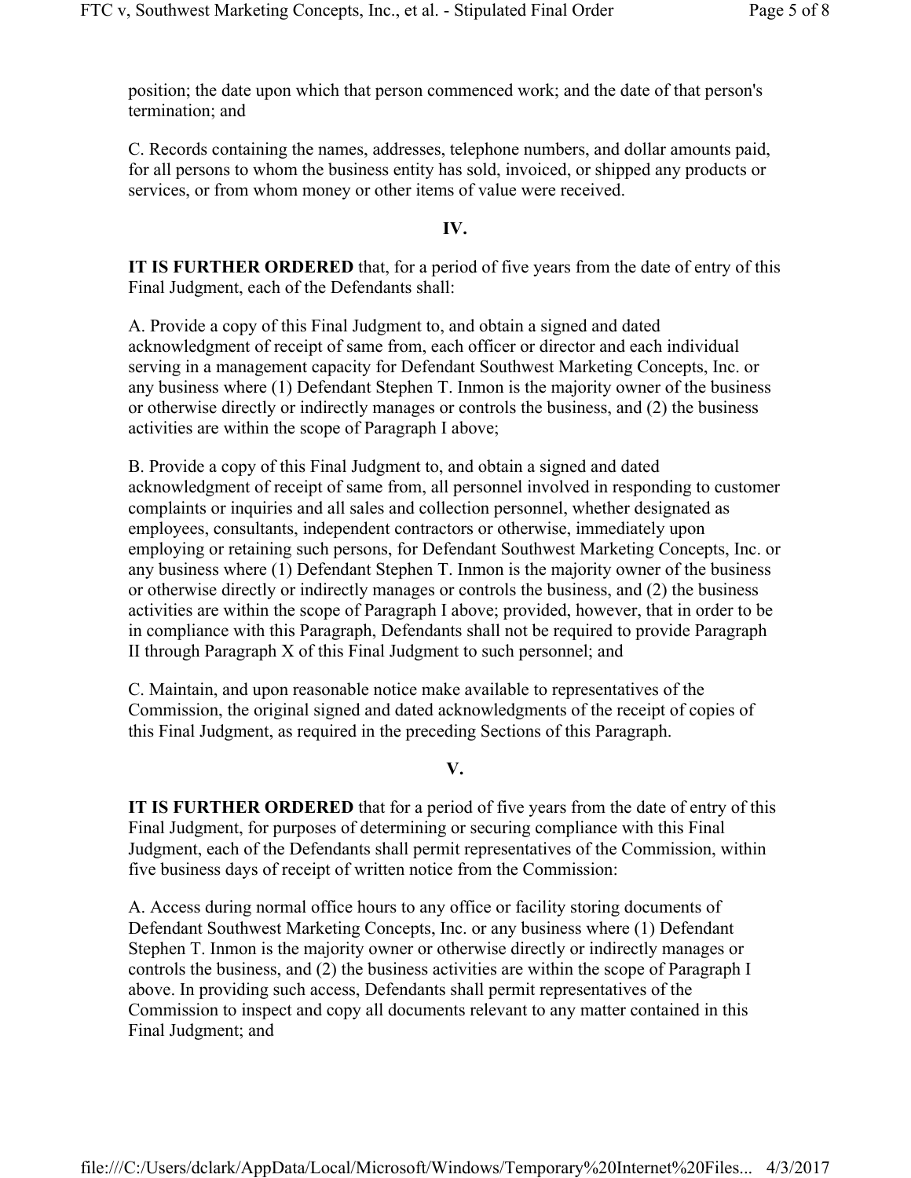position; the date upon which that person commenced work; and the date of that person's termination; and

C. Records containing the names, addresses, telephone numbers, and dollar amounts paid, for all persons to whom the business entity has sold, invoiced, or shipped any products or services, or from whom money or other items of value were received.

## IV.

**IT IS FURTHER ORDERED** that, for a period of five years from the date of entry of this Final Judgment, each of the Defendants shall:

A. Provide a copy of this Final Judgment to, and obtain a signed and dated acknowledgment of receipt of same from, each officer or director and each individual serving in a management capacity for Defendant Southwest Marketing Concepts, Inc. or any business where (1) Defendant Stephen T. Inmon is the majority owner of the business or otherwise directly or indirectly manages or controls the business, and (2) the business activities are within the scope of Paragraph I above;

B. Provide a copy of this Final Judgment to, and obtain a signed and dated acknowledgment of receipt of same from, all personnel involved in responding to customer complaints or inquiries and all sales and collection personnel, whether designated as employees, consultants, independent contractors or otherwise, immediately upon employing or retaining such persons, for Defendant Southwest Marketing Concepts, Inc. or any business where (1) Defendant Stephen T. Inmon is the majority owner of the business or otherwise directly or indirectly manages or controls the business, and (2) the business activities are within the scope of Paragraph I above; provided, however, that in order to be in compliance with this Paragraph, Defendants shall not be required to provide Paragraph II through Paragraph X of this Final Judgment to such personnel; and

C. Maintain, and upon reasonable notice make available to representatives of the Commission, the original signed and dated acknowledgments of the receipt of copies of this Final Judgment, as required in the preceding Sections of this Paragraph.

## V.

**IT IS FURTHER ORDERED** that for a period of five years from the date of entry of this Final Judgment, for purposes of determining or securing compliance with this Final Judgment, each of the Defendants shall permit representatives of the Commission, within five business days of receipt of written notice from the Commission:

A. Access during normal office hours to any office or facility storing documents of Defendant Southwest Marketing Concepts, Inc. or any business where (1) Defendant Stephen T. Inmon is the majority owner or otherwise directly or indirectly manages or controls the business, and (2) the business activities are within the scope of Paragraph I above. In providing such access, Defendants shall permit representatives of the Commission to inspect and copy all documents relevant to any matter contained in this Final Judgment; and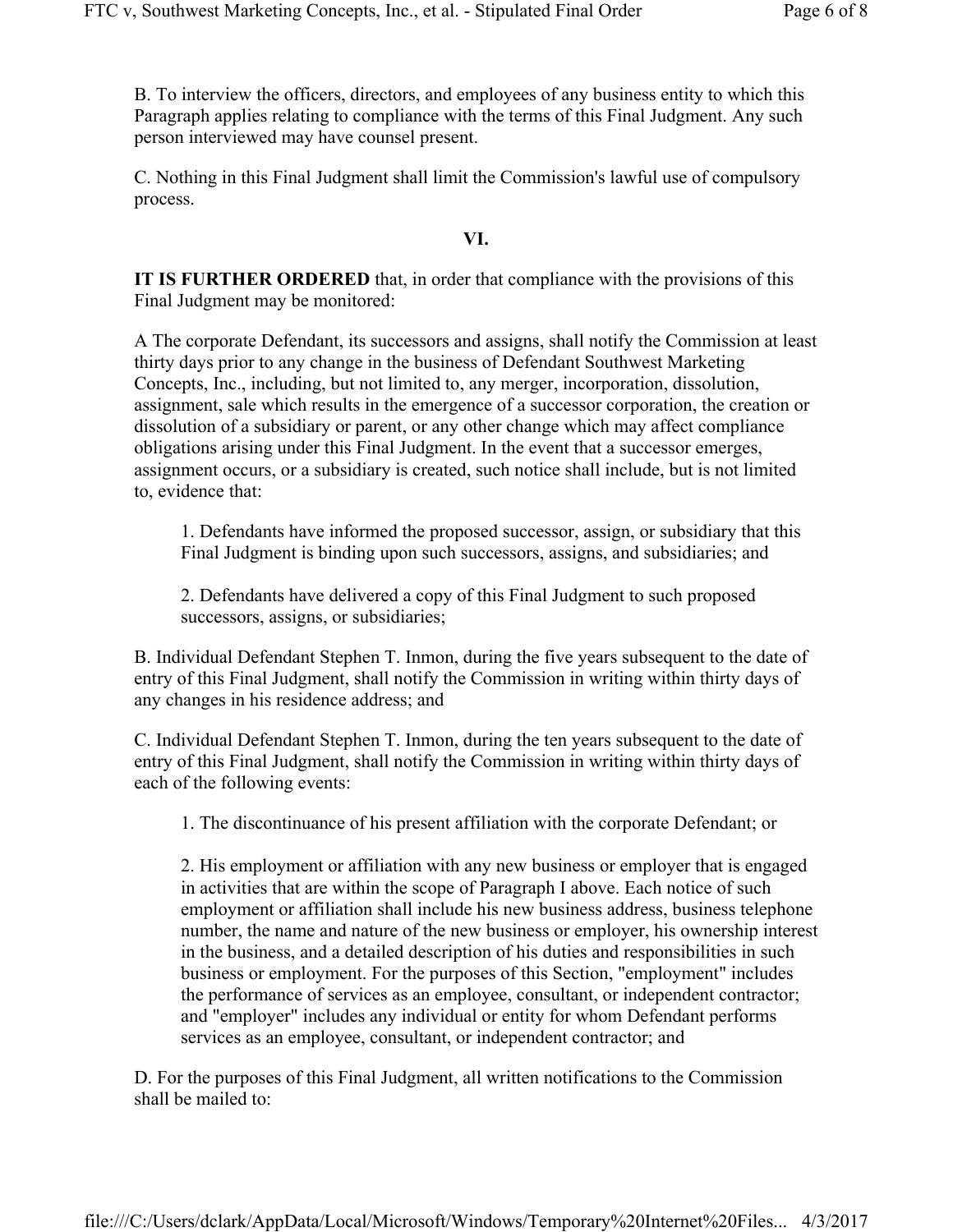B. To interview the officers, directors, and employees of any business entity to which this Paragraph applies relating to compliance with the terms of this Final Judgment. Any such person interviewed may have counsel present.

C. Nothing in this Final Judgment shall limit the Commission's lawful use of compulsory process.

**VI.**

**IT IS FURTHER ORDERED** that, in order that compliance with the provisions of this Final Judgment may be monitored:

A The corporate Defendant, its successors and assigns, shall notify the Commission at least thirty days prior to any change in the business of Defendant Southwest Marketing Concepts, Inc., including, but not limited to, any merger, incorporation, dissolution, assignment, sale which results in the emergence of a successor corporation, the creation or dissolution of a subsidiary or parent, or any other change which may affect compliance obligations arising under this Final Judgment. In the event that a successor emerges, assignment occurs, or a subsidiary is created, such notice shall include, but is not limited to, evidence that:

> 1. Defendants have informed the proposed successor, assign, or subsidiary that this Final Judgment is binding upon such successors, assigns, and subsidiaries; and
>
> 2. Defendants have delivered a copy of this Final Judgment to such proposed successors, assigns, or subsidiaries;

B. Individual Defendant Stephen T. Inmon, during the five years subsequent to the date of entry of this Final Judgment, shall notify the Commission in writing within thirty days of any changes in his residence address; and

C. Individual Defendant Stephen T. Inmon, during the ten years subsequent to the date of entry of this Final Judgment, shall notify the Commission in writing within thirty days of each of the following events:

> 1. The discontinuance of his present affiliation with the corporate Defendant; or
>
> 2. His employment or affiliation with any new business or employer that is engaged in activities that are within the scope of Paragraph I above. Each notice of such employment or affiliation shall include his new business address, business telephone number, the name and nature of the new business or employer, his ownership interest in the business, and a detailed description of his duties and responsibilities in such business or employment. For the purposes of this Section, "employment" includes the performance of services as an employee, consultant, or independent contractor; and "employer" includes any individual or entity for whom Defendant performs services as an employee, consultant, or independent contractor; and

D. For the purposes of this Final Judgment, all written notifications to the Commission shall be mailed to: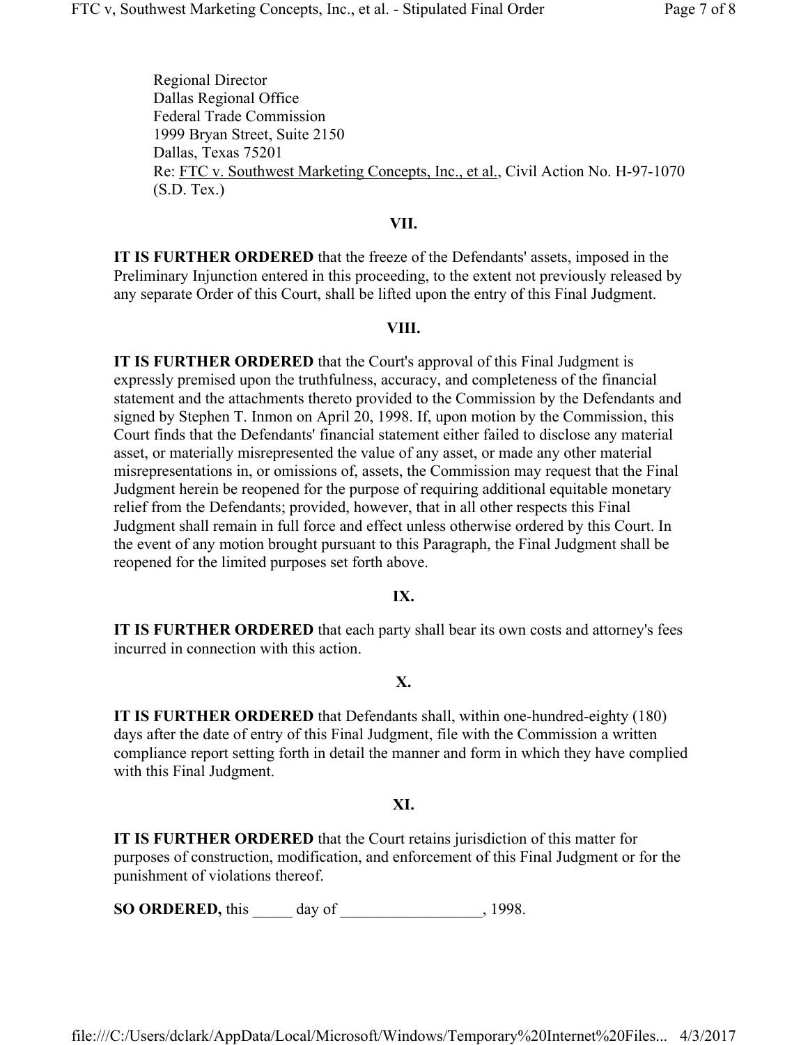Regional Director
Dallas Regional Office
Federal Trade Commission
1999 Bryan Street, Suite 2150
Dallas, Texas 75201
Re: FTC v. Southwest Marketing Concepts, Inc., et al., Civil Action No. H-97-1070 (S.D. Tex.)

**VII.**

**IT IS FURTHER ORDERED** that the freeze of the Defendants' assets, imposed in the Preliminary Injunction entered in this proceeding, to the extent not previously released by any separate Order of this Court, shall be lifted upon the entry of this Final Judgment.

**VIII.**

**IT IS FURTHER ORDERED** that the Court's approval of this Final Judgment is expressly premised upon the truthfulness, accuracy, and completeness of the financial statement and the attachments thereto provided to the Commission by the Defendants and signed by Stephen T. Inmon on April 20, 1998. If, upon motion by the Commission, this Court finds that the Defendants' financial statement either failed to disclose any material asset, or materially misrepresented the value of any asset, or made any other material misrepresentations in, or omissions of, assets, the Commission may request that the Final Judgment herein be reopened for the purpose of requiring additional equitable monetary relief from the Defendants; provided, however, that in all other respects this Final Judgment shall remain in full force and effect unless otherwise ordered by this Court. In the event of any motion brought pursuant to this Paragraph, the Final Judgment shall be reopened for the limited purposes set forth above.

**IX.**

**IT IS FURTHER ORDERED** that each party shall bear its own costs and attorney's fees incurred in connection with this action.

**X.**

**IT IS FURTHER ORDERED** that Defendants shall, within one-hundred-eighty (180) days after the date of entry of this Final Judgment, file with the Commission a written compliance report setting forth in detail the manner and form in which they have complied with this Final Judgment.

**XI.**

**IT IS FURTHER ORDERED** that the Court retains jurisdiction of this matter for purposes of construction, modification, and enforcement of this Final Judgment or for the punishment of violations thereof.

**SO ORDERED,** this _____ day of __________________, 1998.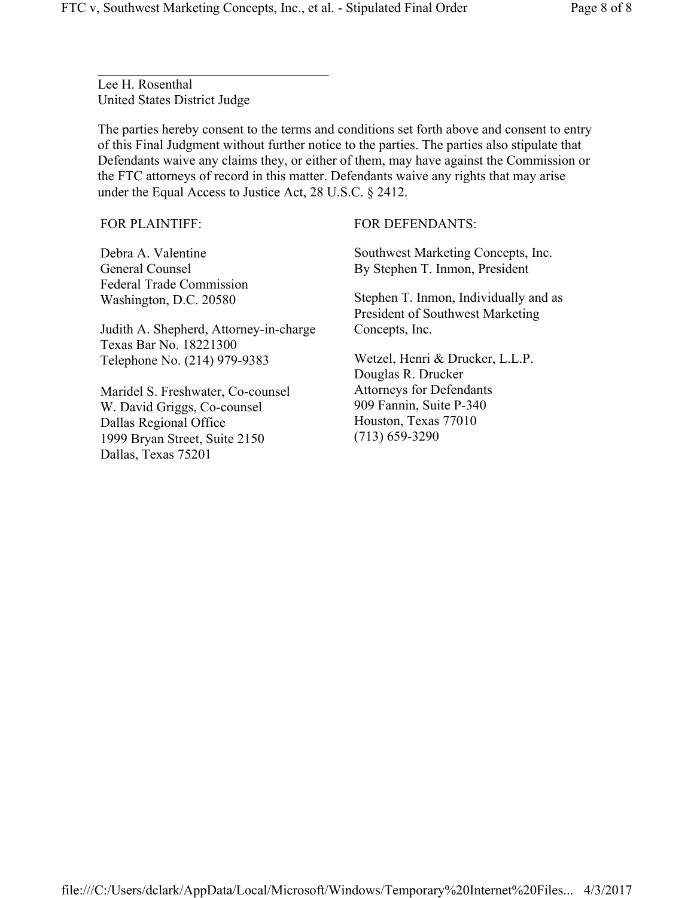___________________________________

Lee H. Rosenthal
United States District Judge

The parties hereby consent to the terms and conditions set forth above and consent to entry of this Final Judgment without further notice to the parties. The parties also stipulate that Defendants waive any claims they, or either of them, may have against the Commission or the FTC attorneys of record in this matter. Defendants waive any rights that may arise under the Equal Access to Justice Act, 28 U.S.C. § 2412.

FOR PLAINTIFF:

Debra A. Valentine
General Counsel
Federal Trade Commission
Washington, D.C. 20580

Judith A. Shepherd, Attorney-in-charge
Texas Bar No. 18221300
Telephone No. (214) 979-9383

Maridel S. Freshwater, Co-counsel
W. David Griggs, Co-counsel
Dallas Regional Office
1999 Bryan Street, Suite 2150
Dallas, Texas 75201

FOR DEFENDANTS:

Southwest Marketing Concepts, Inc.
By Stephen T. Inmon, President

Stephen T. Inmon, Individually and as President of Southwest Marketing Concepts, Inc.

Wetzel, Henri & Drucker, L.L.P.
Douglas R. Drucker
Attorneys for Defendants
909 Fannin, Suite P-340
Houston, Texas 77010
(713) 659-3290